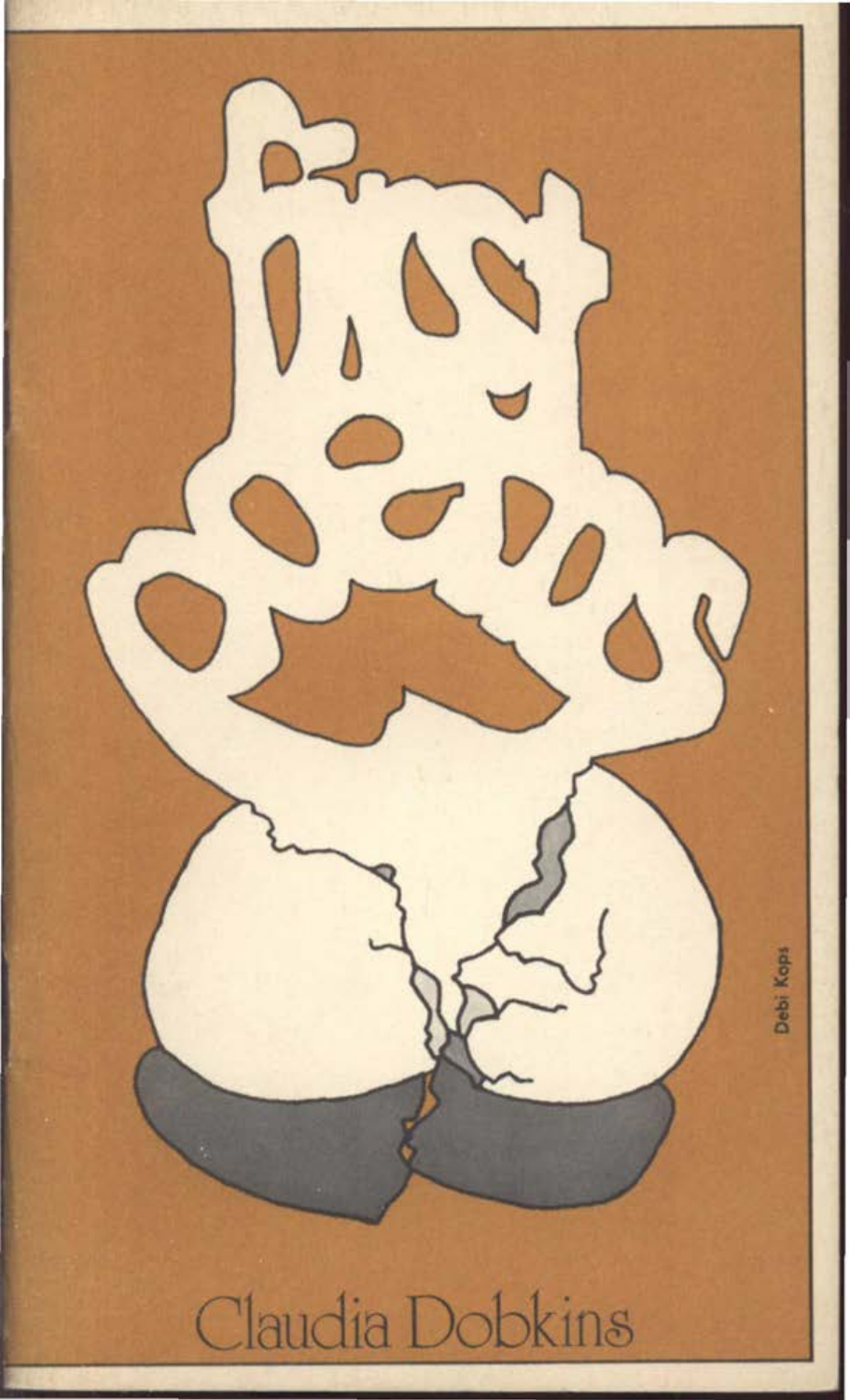Claudia Dobkins

Debi Kops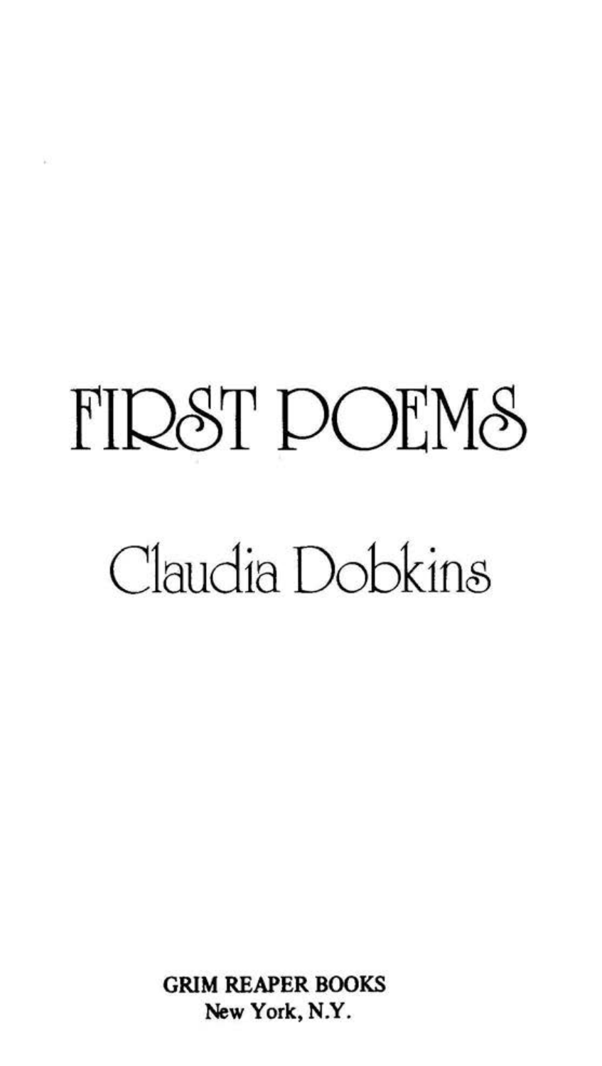# FIRST POEMS

## Claudia Dobkins

**GRIM REAPER BOOKS**
**New York, N.Y.**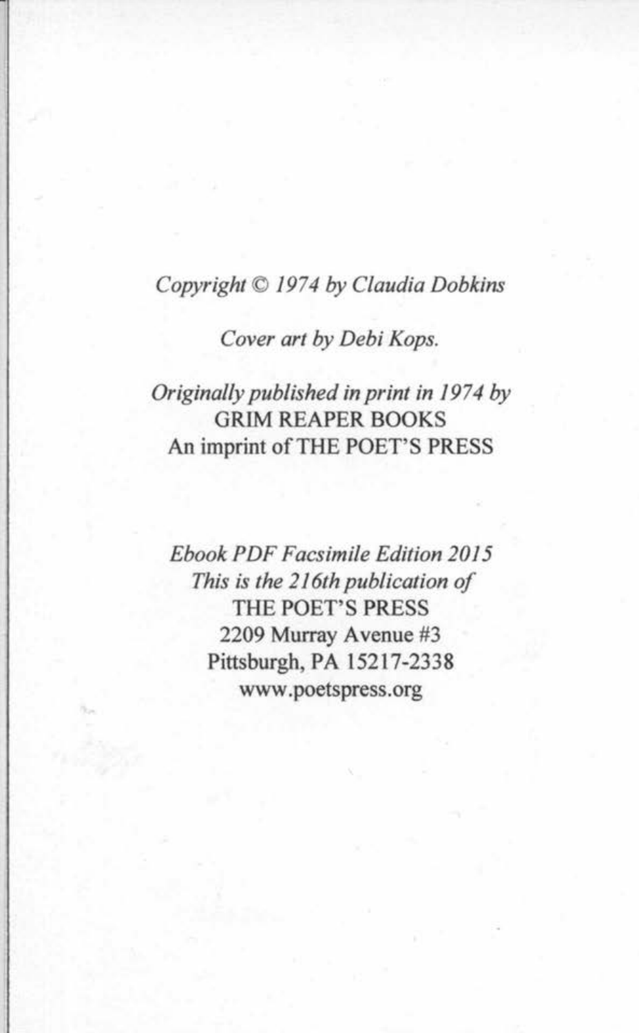*Copyright © 1974 by Claudia Dobkins*

*Cover art by Debi Kops.*

*Originally published in print in 1974 by*
GRIM REAPER BOOKS
An imprint of THE POET'S PRESS

*Ebook PDF Facsimile Edition 2015*
*This is the 216th publication of*
THE POET'S PRESS
2209 Murray Avenue #3
Pittsburgh, PA 15217-2338
www.poetspress.org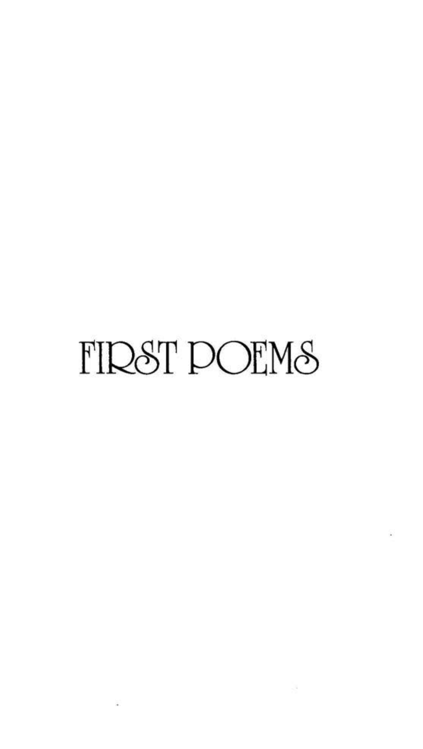# FIRST POEMS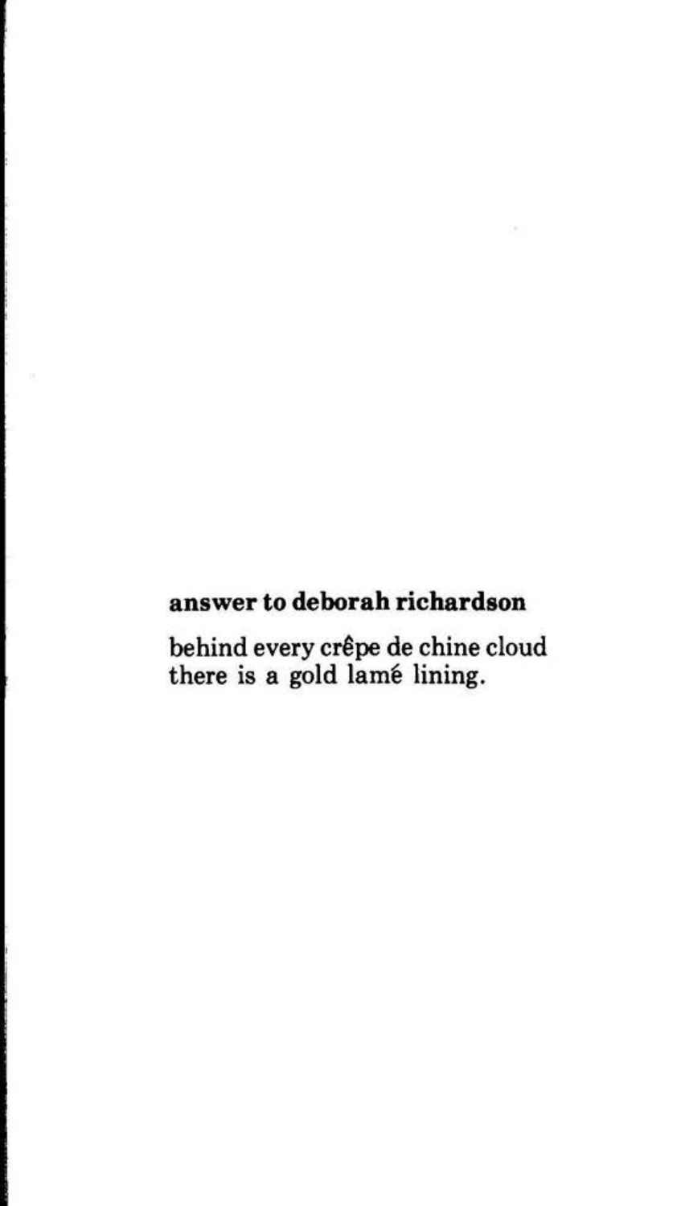**answer to deborah richardson**

behind every crêpe de chine cloud
there is a gold lamé lining.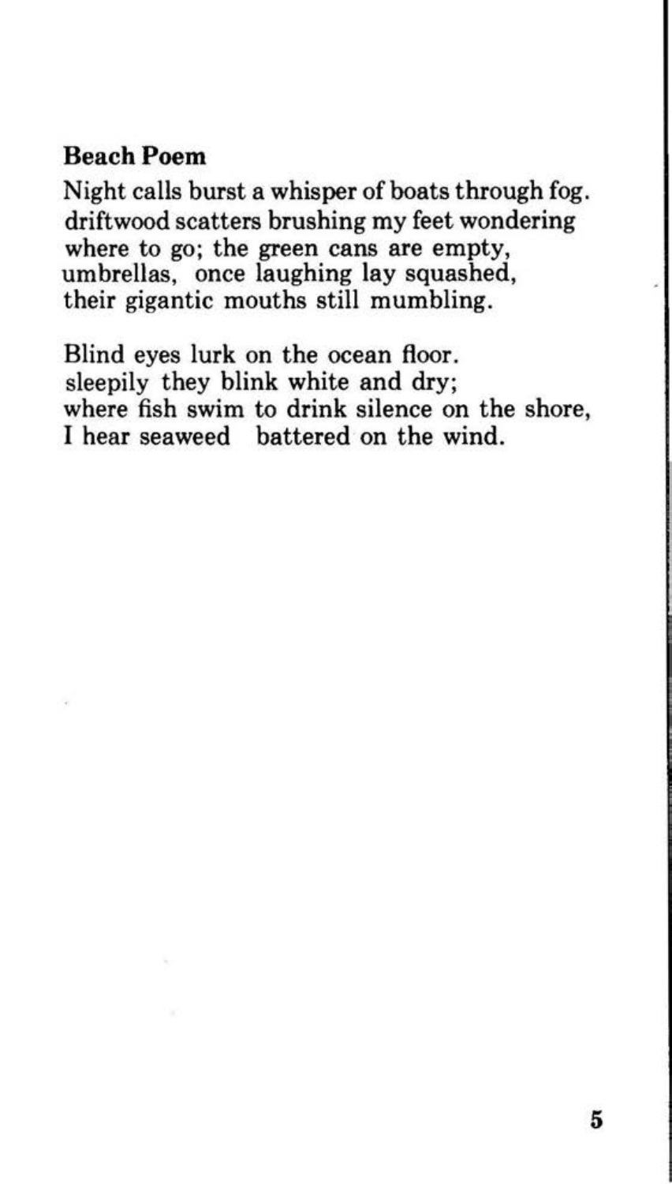**Beach Poem**

Night calls burst a whisper of boats through fog.  
driftwood scatters brushing my feet wondering  
where to go; the green cans are empty,  
umbrellas, once laughing lay squashed,  
their gigantic mouths still mumbling.

Blind eyes lurk on the ocean floor.  
sleepily they blink white and dry;  
where fish swim to drink silence on the shore,  
I hear seaweed battered on the wind.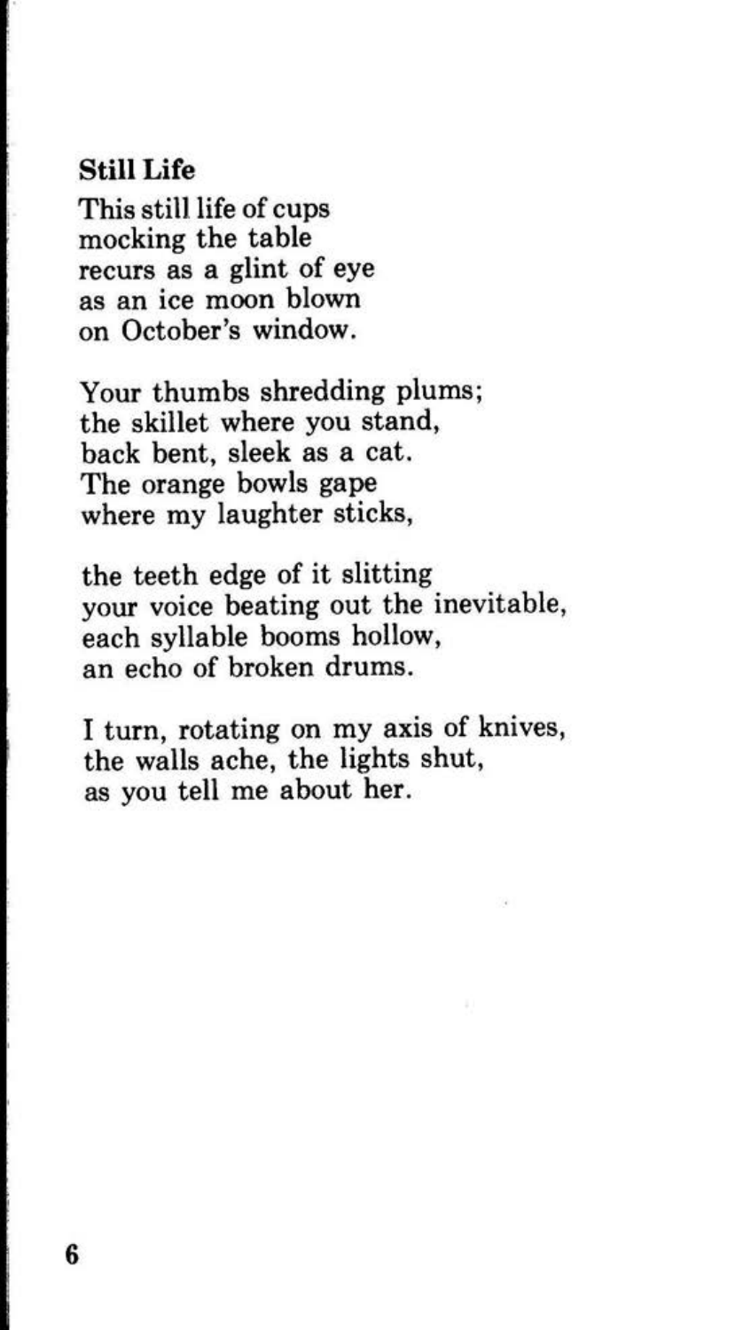**Still Life**

This still life of cups
mocking the table
recurs as a glint of eye
as an ice moon blown
on October's window.

Your thumbs shredding plums;
the skillet where you stand,
back bent, sleek as a cat.
The orange bowls gape
where my laughter sticks,

the teeth edge of it slitting
your voice beating out the inevitable,
each syllable booms hollow,
an echo of broken drums.

I turn, rotating on my axis of knives,
the walls ache, the lights shut,
as you tell me about her.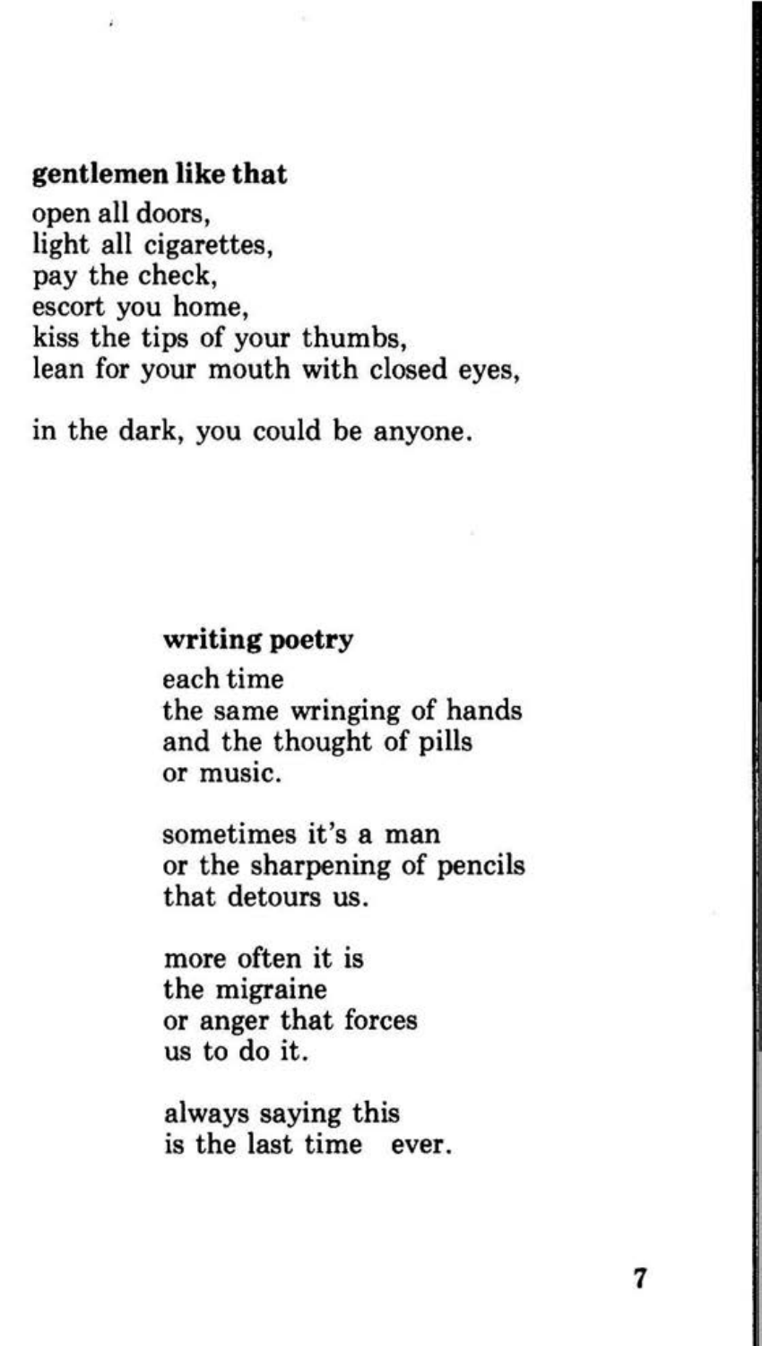**gentlemen like that**

open all doors,  
light all cigarettes,  
pay the check,  
escort you home,  
kiss the tips of your thumbs,  
lean for your mouth with closed eyes,

in the dark, you could be anyone.

**writing poetry**

each time  
the same wringing of hands  
and the thought of pills  
or music.

sometimes it's a man  
or the sharpening of pencils  
that detours us.

more often it is  
the migraine  
or anger that forces  
us to do it.

always saying this  
is the last time   ever.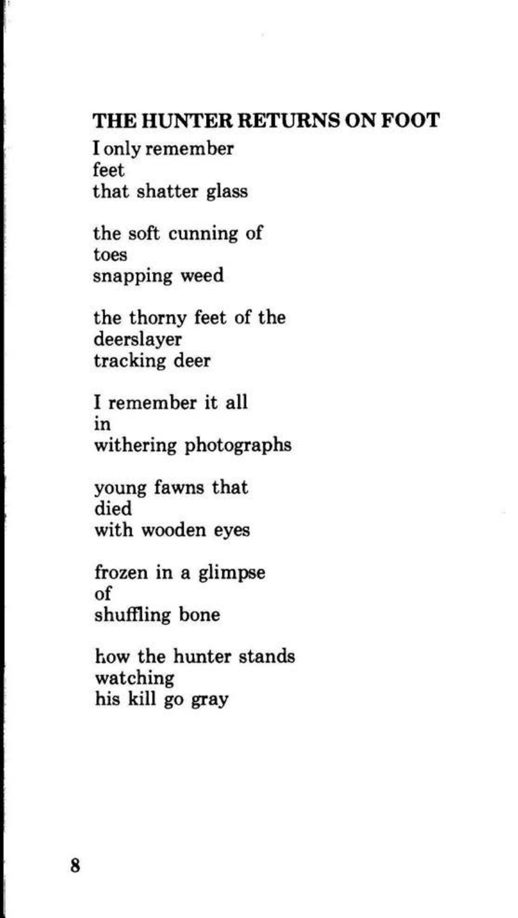## THE HUNTER RETURNS ON FOOT

I only remember  
feet  
that shatter glass

the soft cunning of  
toes  
snapping weed

the thorny feet of the  
deerslayer  
tracking deer

I remember it all  
in  
withering photographs

young fawns that  
died  
with wooden eyes

frozen in a glimpse  
of  
shuffling bone

how the hunter stands  
watching  
his kill go gray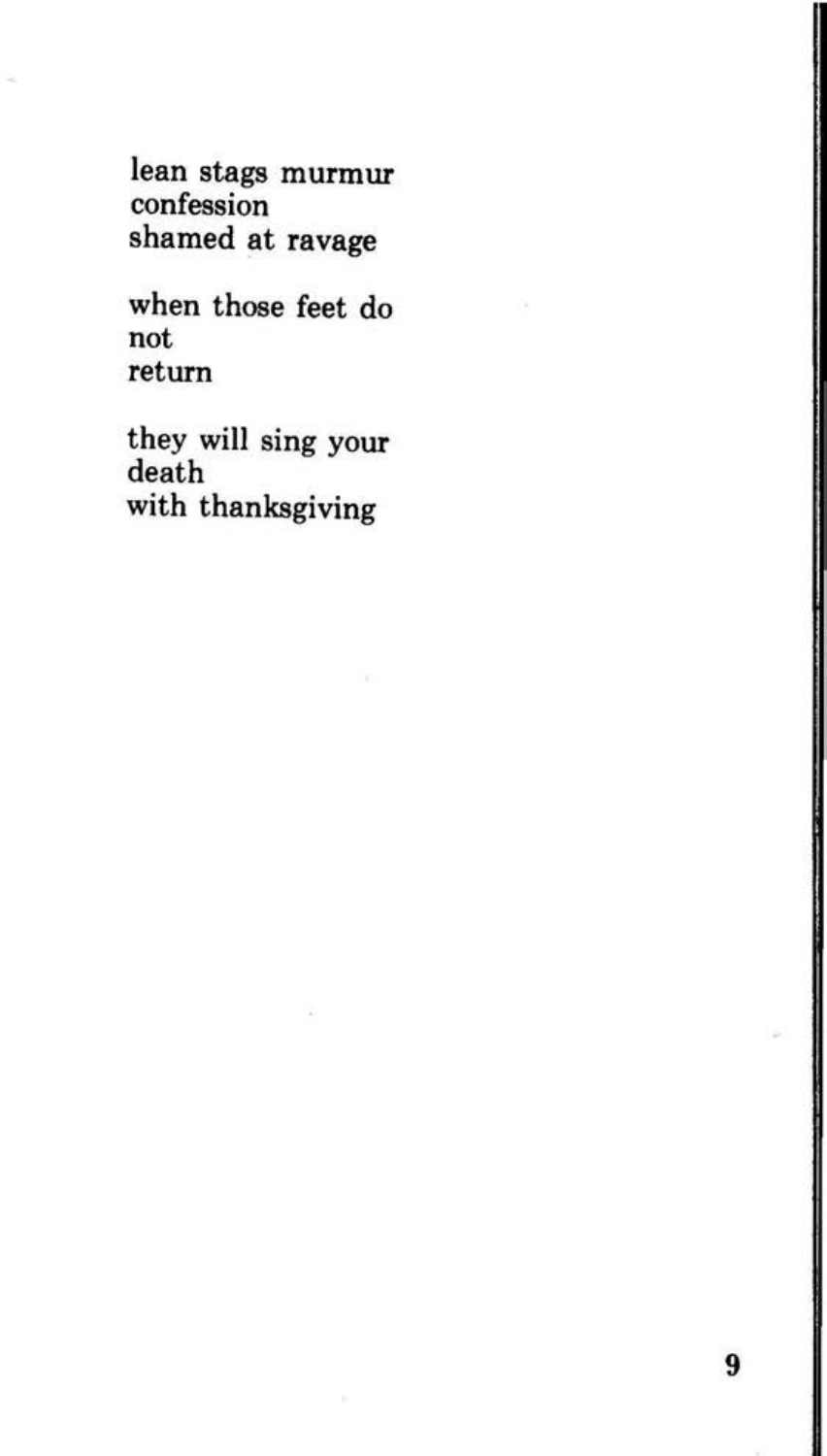lean stags murmur
confession
shamed at ravage

when those feet do
not
return

they will sing your
death
with thanksgiving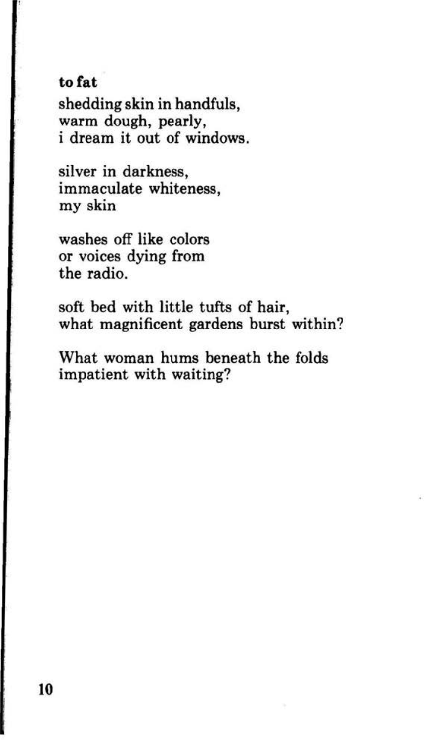**to fat**

shedding skin in handfuls,
warm dough, pearly,
i dream it out of windows.

silver in darkness,
immaculate whiteness,
my skin

washes off like colors
or voices dying from
the radio.

soft bed with little tufts of hair,
what magnificent gardens burst within?

What woman hums beneath the folds
impatient with waiting?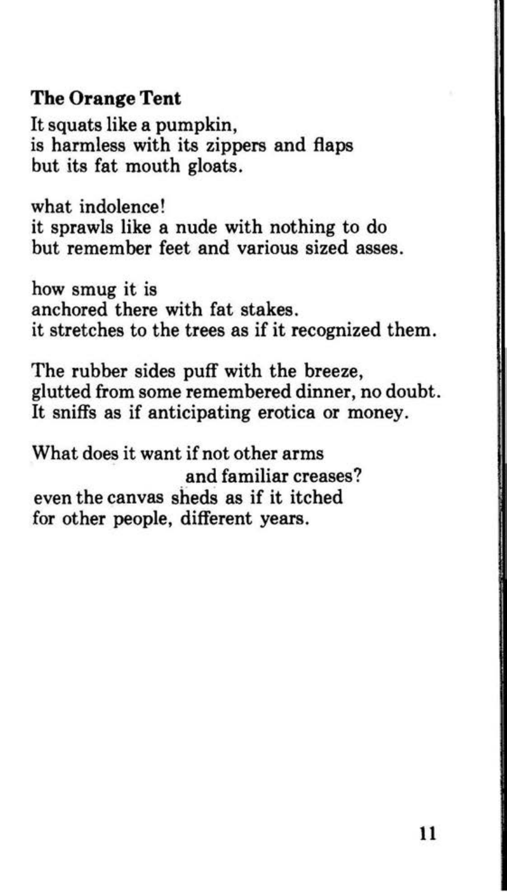## The Orange Tent

It squats like a pumpkin,  
is harmless with its zippers and flaps  
but its fat mouth gloats.

what indolence!  
it sprawls like a nude with nothing to do  
but remember feet and various sized asses.

how smug it is  
anchored there with fat stakes.  
it stretches to the trees as if it recognized them.

The rubber sides puff with the breeze,  
glutted from some remembered dinner, no doubt.  
It sniffs as if anticipating erotica or money.

What does it want if not other arms  
                                        and familiar creases?  
even the canvas sheds as if it itched  
for other people, different years.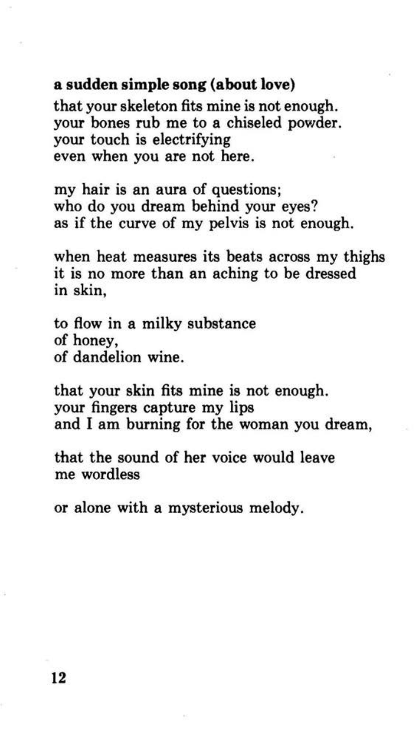**a sudden simple song (about love)**

that your skeleton fits mine is not enough.
your bones rub me to a chiseled powder.
your touch is electrifying
even when you are not here.

my hair is an aura of questions;
who do you dream behind your eyes?
as if the curve of my pelvis is not enough.

when heat measures its beats across my thighs
it is no more than an aching to be dressed
in skin,

to flow in a milky substance
of honey,
of dandelion wine.

that your skin fits mine is not enough.
your fingers capture my lips
and I am burning for the woman you dream,

that the sound of her voice would leave
me wordless

or alone with a mysterious melody.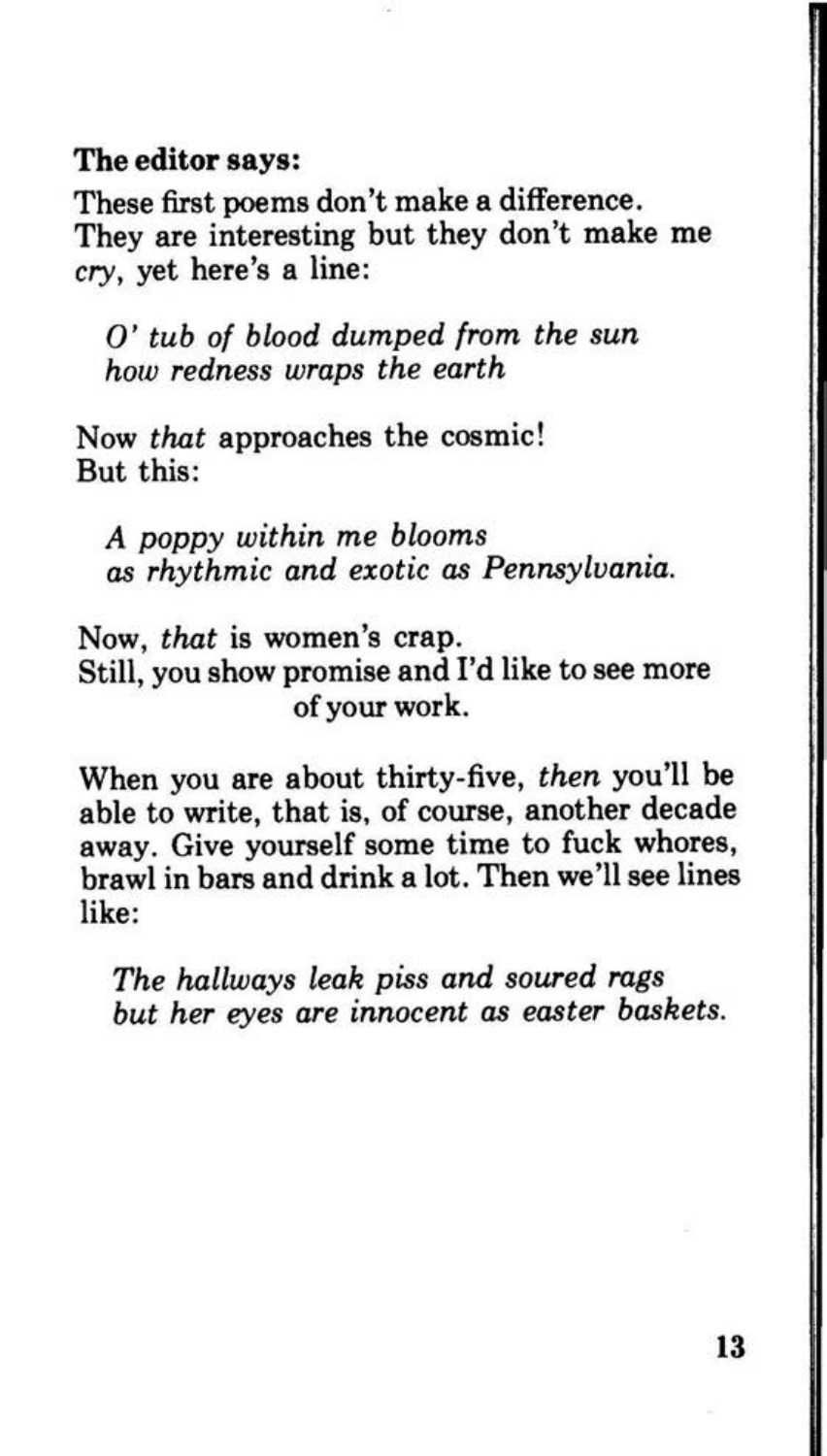**The editor says:**

These first poems don't make a difference.
They are interesting but they don't make me *cry*, yet here's a line:

> *O' tub of blood dumped from the sun*
> *how redness wraps the earth*

Now *that* approaches the cosmic!
But this:

> *A poppy within me blooms*
> *as rhythmic and exotic as Pennsylvania.*

Now, *that* is women's crap.
Still, you show promise and I'd like to see more
of your work.

When you are about thirty-five, *then* you'll be able to write, that is, of course, another decade away. Give yourself some time to fuck whores, brawl in bars and drink a lot. Then we'll see lines like:

> *The hallways leak piss and soured rags*
> *but her eyes are innocent as easter baskets.*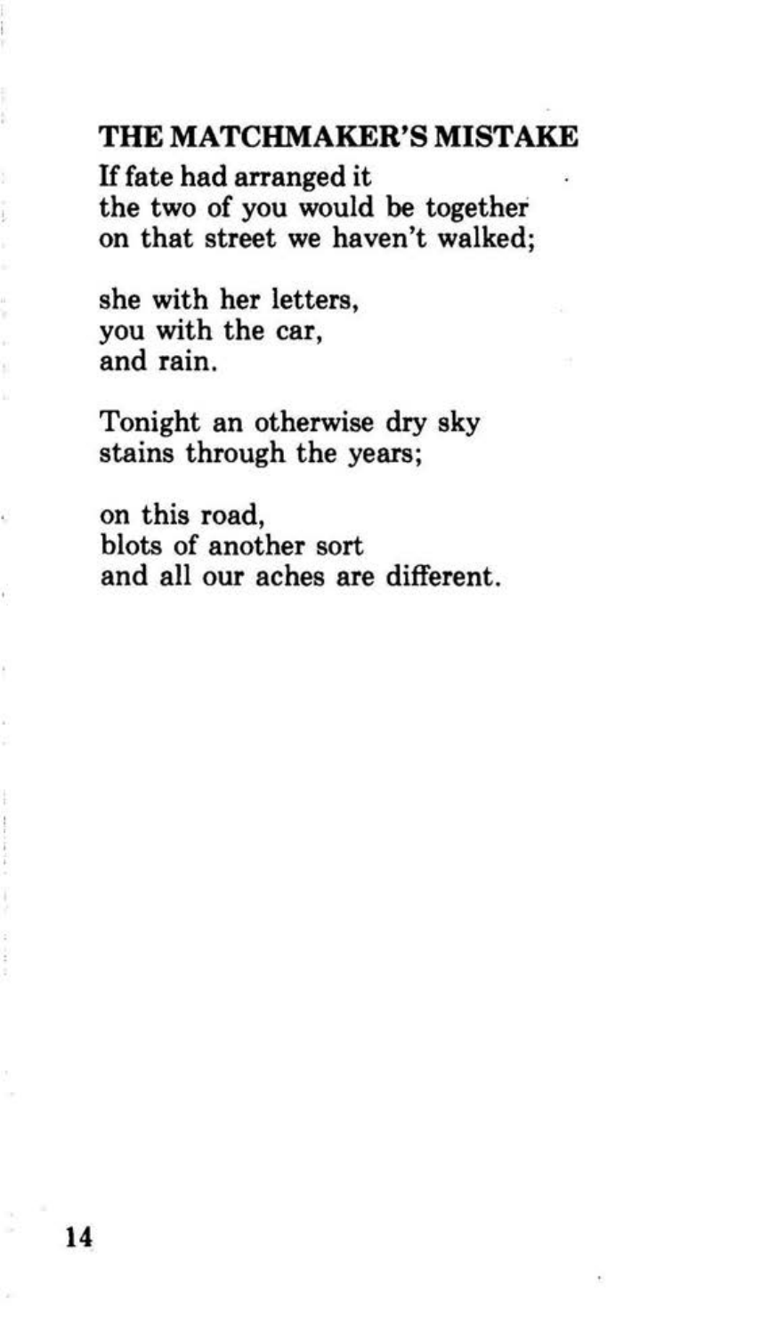## THE MATCHMAKER'S MISTAKE

If fate had arranged it  
the two of you would be together  
on that street we haven't walked;

she with her letters,  
you with the car,  
and rain.

Tonight an otherwise dry sky  
stains through the years;

on this road,  
blots of another sort  
and all our aches are different.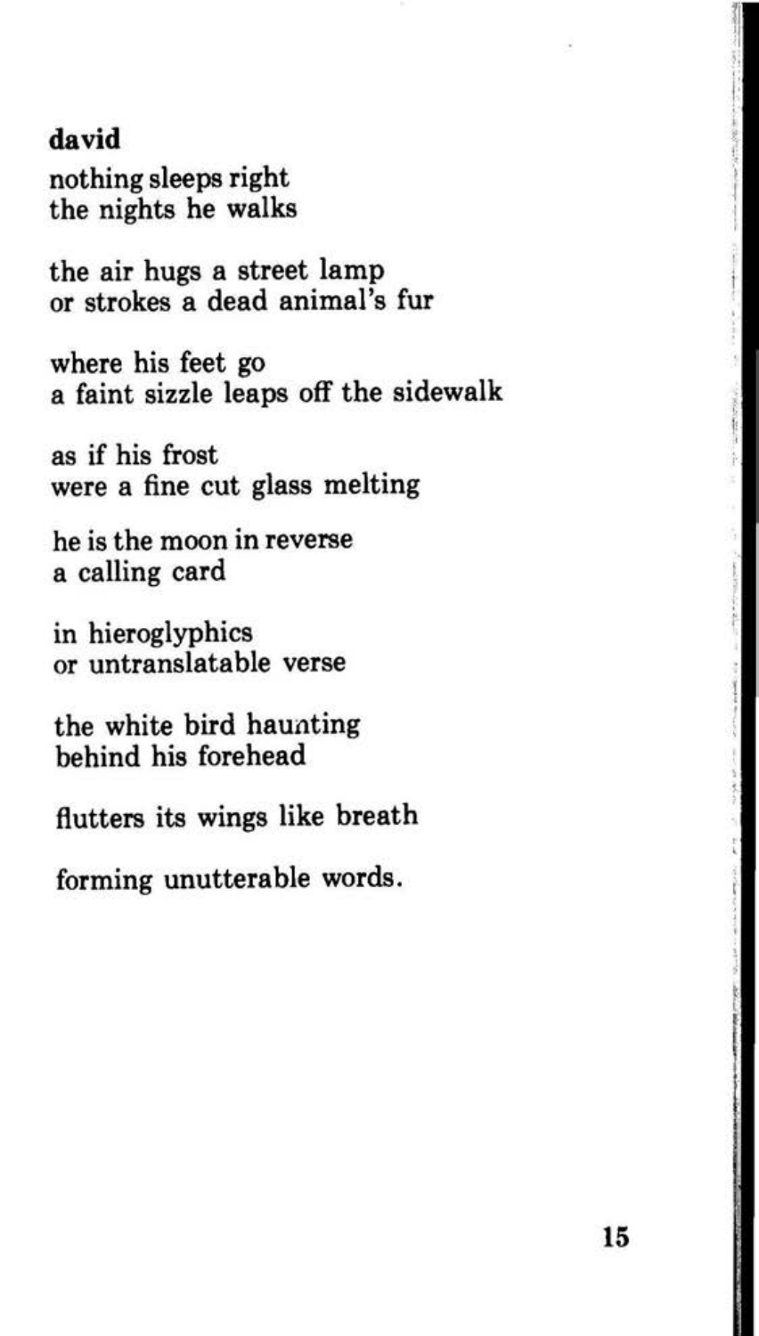**david**

nothing sleeps right
the nights he walks

the air hugs a street lamp
or strokes a dead animal's fur

where his feet go
a faint sizzle leaps off the sidewalk

as if his frost
were a fine cut glass melting

he is the moon in reverse
a calling card

in hieroglyphics
or untranslatable verse

the white bird haunting
behind his forehead

flutters its wings like breath

forming unutterable words.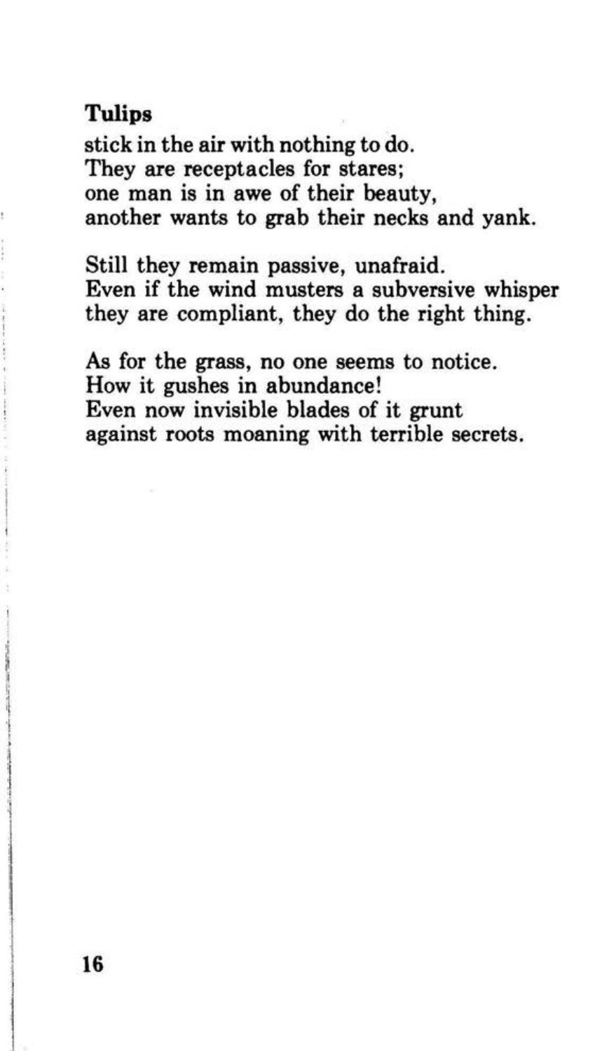**Tulips**

stick in the air with nothing to do.
They are receptacles for stares;
one man is in awe of their beauty,
another wants to grab their necks and yank.

Still they remain passive, unafraid.
Even if the wind musters a subversive whisper
they are compliant, they do the right thing.

As for the grass, no one seems to notice.
How it gushes in abundance!
Even now invisible blades of it grunt
against roots moaning with terrible secrets.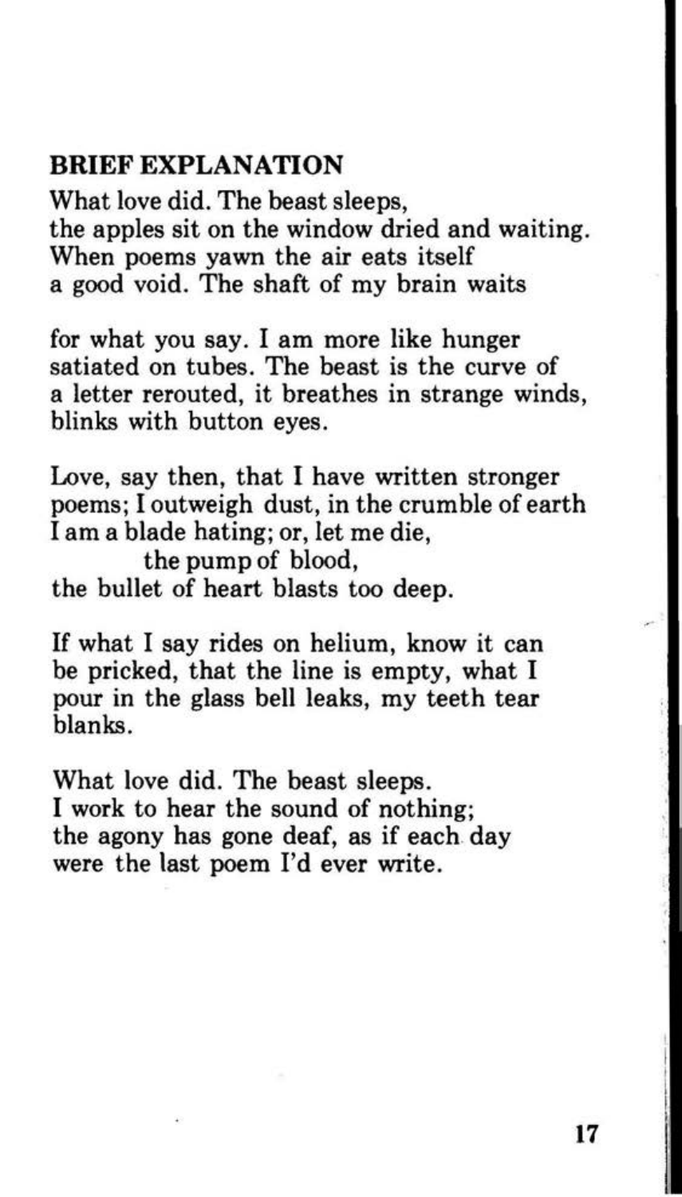**BRIEF EXPLANATION**

What love did. The beast sleeps,
the apples sit on the window dried and waiting.
When poems yawn the air eats itself
a good void. The shaft of my brain waits

for what you say. I am more like hunger
satiated on tubes. The beast is the curve of
a letter rerouted, it breathes in strange winds,
blinks with button eyes.

Love, say then, that I have written stronger
poems; I outweigh dust, in the crumble of earth
I am a blade hating; or, let me die,
        the pump of blood,
the bullet of heart blasts too deep.

If what I say rides on helium, know it can
be pricked, that the line is empty, what I
pour in the glass bell leaks, my teeth tear
blanks.

What love did. The beast sleeps.
I work to hear the sound of nothing;
the agony has gone deaf, as if each day
were the last poem I'd ever write.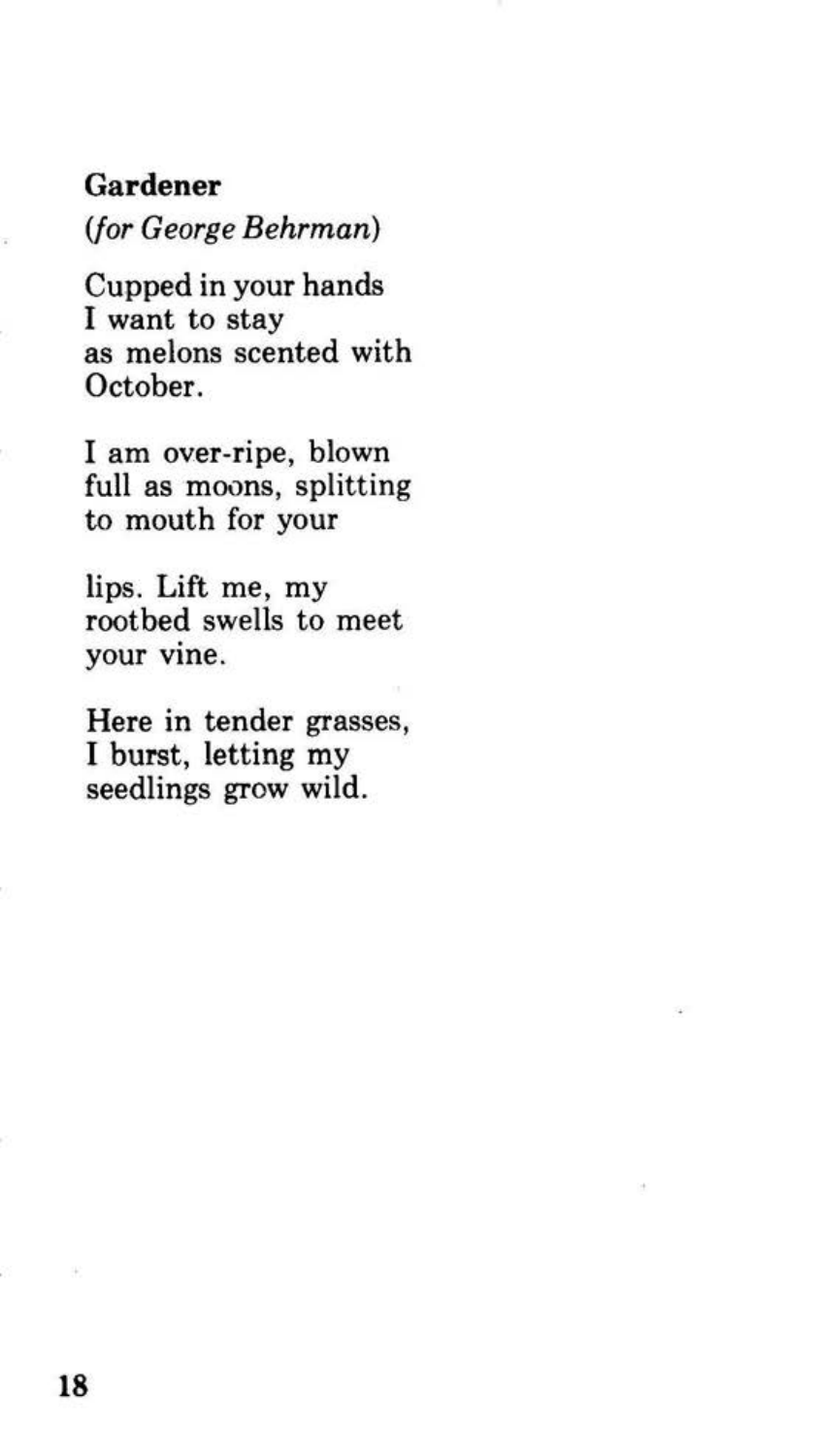## Gardener

*(for George Behrman)*

Cupped in your hands  
I want to stay  
as melons scented with  
October.

I am over-ripe, blown  
full as moons, splitting  
to mouth for your

lips. Lift me, my  
rootbed swells to meet  
your vine.

Here in tender grasses,  
I burst, letting my  
seedlings grow wild.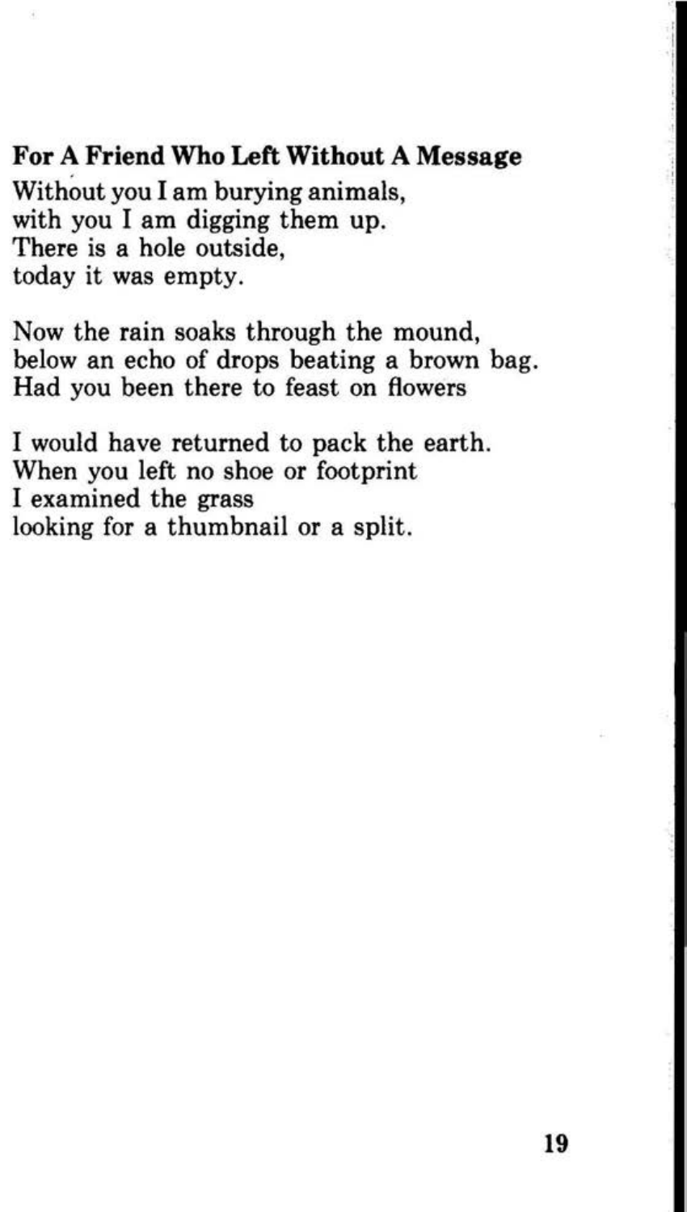## For A Friend Who Left Without A Message

Without you I am burying animals,
with you I am digging them up.
There is a hole outside,
today it was empty.

Now the rain soaks through the mound,
below an echo of drops beating a brown bag.
Had you been there to feast on flowers

I would have returned to pack the earth.
When you left no shoe or footprint
I examined the grass
looking for a thumbnail or a split.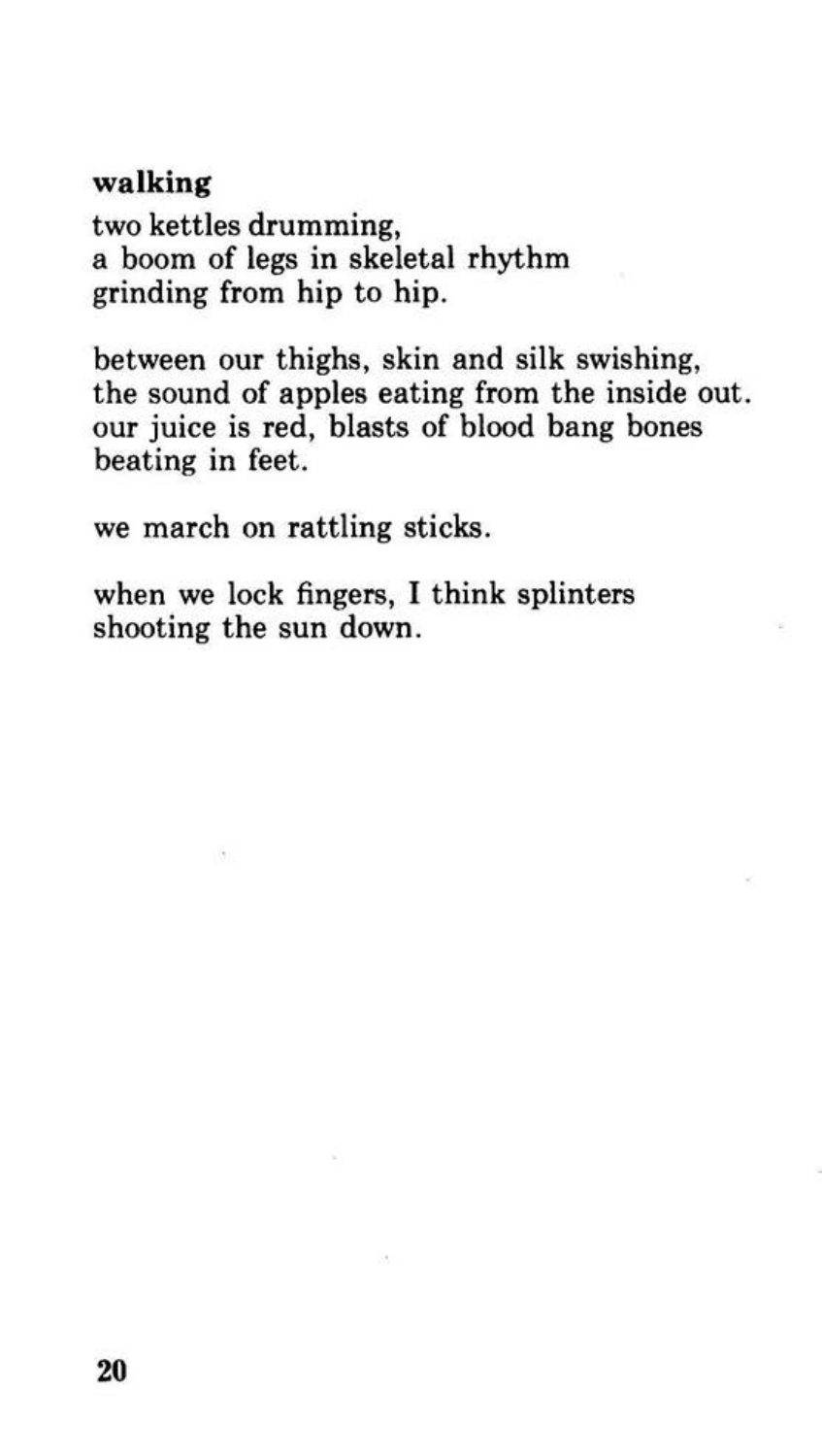**walking**

two kettles drumming,
a boom of legs in skeletal rhythm
grinding from hip to hip.

between our thighs, skin and silk swishing,
the sound of apples eating from the inside out.
our juice is red, blasts of blood bang bones
beating in feet.

we march on rattling sticks.

when we lock fingers, I think splinters
shooting the sun down.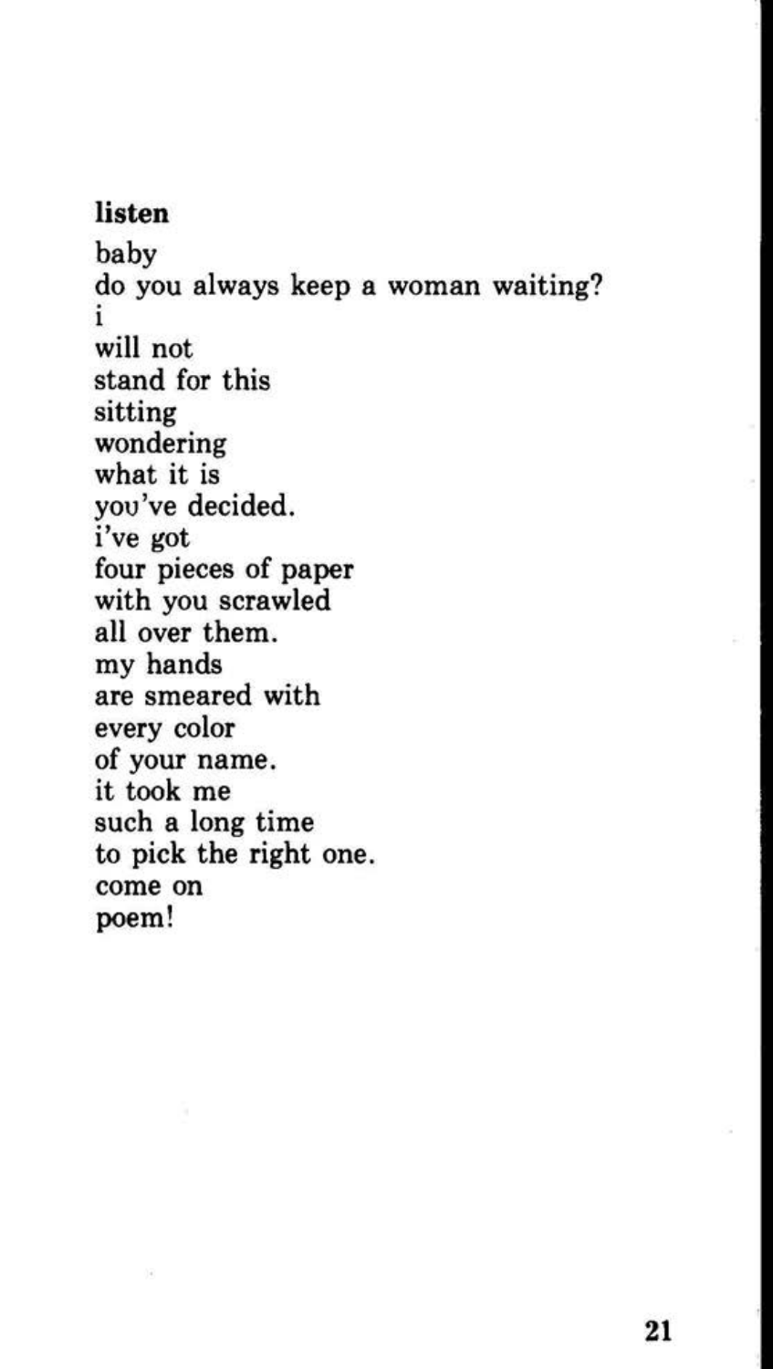**listen**

baby  
do you always keep a woman waiting?  
i  
will not  
stand for this  
sitting  
wondering  
what it is  
you've decided.  
i've got  
four pieces of paper  
with you scrawled  
all over them.  
my hands  
are smeared with  
every color  
of your name.  
it took me  
such a long time  
to pick the right one.  
come on  
poem!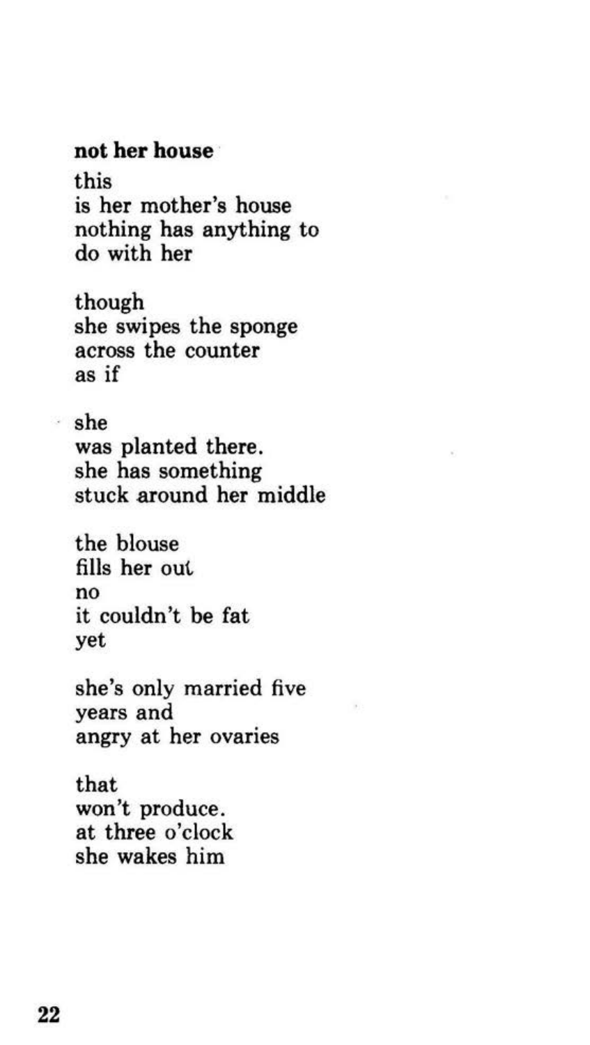**not her house**

this  
is her mother's house  
nothing has anything to  
do with her

though  
she swipes the sponge  
across the counter  
as if

she  
was planted there.  
she has something  
stuck around her middle

the blouse  
fills her out  
no  
it couldn't be fat  
yet

she's only married five  
years and  
angry at her ovaries

that  
won't produce.  
at three o'clock  
she wakes him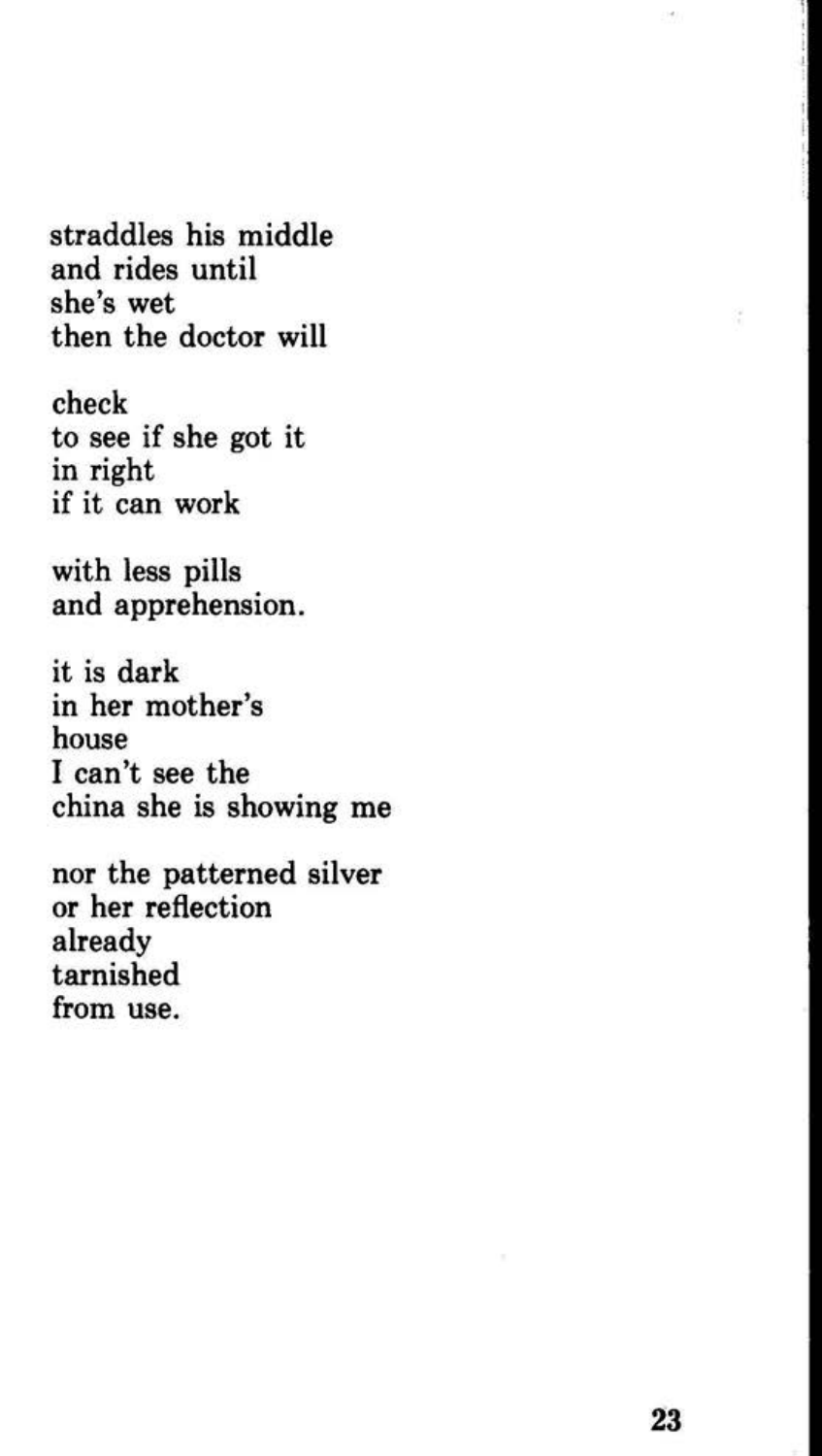straddles his middle
and rides until
she's wet
then the doctor will

check
to see if she got it
in right
if it can work

with less pills
and apprehension.

it is dark
in her mother's
house
I can't see the
china she is showing me

nor the patterned silver
or her reflection
already
tarnished
from use.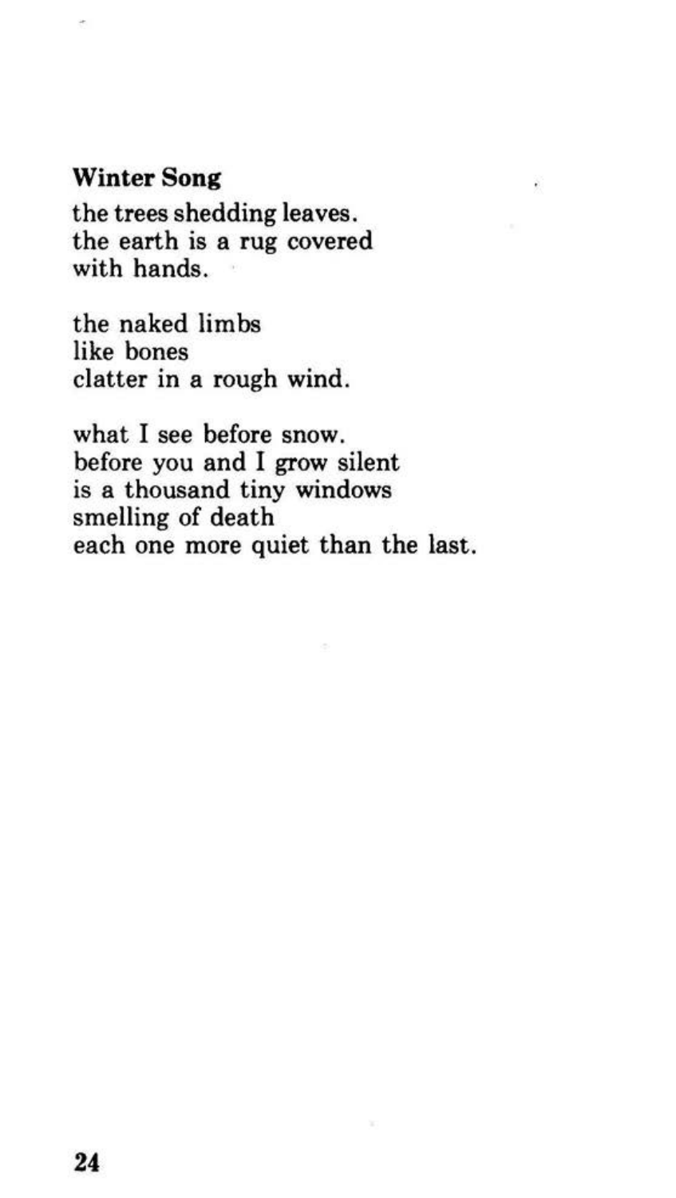**Winter Song**

the trees shedding leaves.
the earth is a rug covered
with hands.

the naked limbs
like bones
clatter in a rough wind.

what I see before snow.
before you and I grow silent
is a thousand tiny windows
smelling of death
each one more quiet than the last.